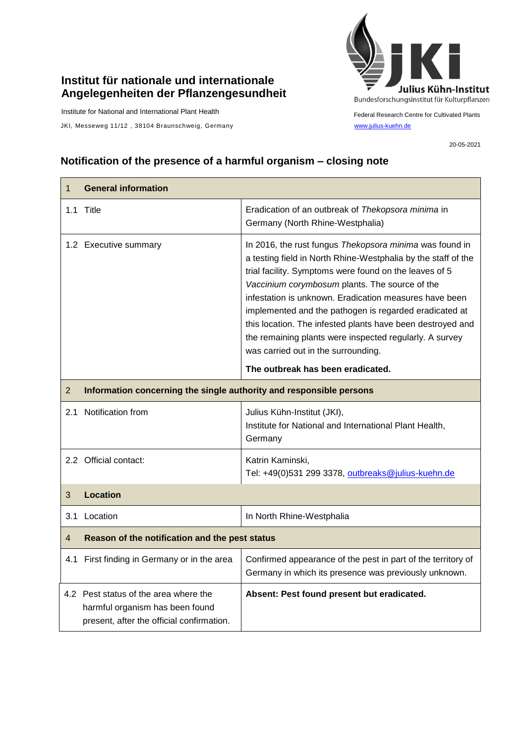**Institut für nationale und internationale Angelegenheiten der Pflanzengesundheit**

Institute for National and International Plant Health

JKI, Messeweg 11/12 , 38104 Braunschweig, Germany

Julius Kühn-Institut
Bundesforschungsinstitut für Kulturpflanzen

Federal Research Centre for Cultivated Plants

www.julius-kuehn.de

20-05-2021

## Notification of the presence of a harmful organism – closing note

| 1 General information | |
|---|---|
| 1.1 Title | Eradication of an outbreak of *Thekopsora minima* in Germany (North Rhine-Westphalia) |
| 1.2 Executive summary | In 2016, the rust fungus *Thekopsora minima* was found in a testing field in North Rhine-Westphalia by the staff of the trial facility. Symptoms were found on the leaves of 5 *Vaccinium corymbosum* plants. The source of the infestation is unknown. Eradication measures have been implemented and the pathogen is regarded eradicated at this location. The infested plants have been destroyed and the remaining plants were inspected regularly. A survey was carried out in the surrounding.<br><br>**The outbreak has been eradicated.** |
| **2 Information concerning the single authority and responsible persons** | |
| 2.1 Notification from | Julius Kühn-Institut (JKI),<br>Institute for National and International Plant Health, Germany |
| 2.2 Official contact: | Katrin Kaminski,<br>Tel: +49(0)531 299 3378, outbreaks@julius-kuehn.de |
| **3 Location** | |
| 3.1 Location | In North Rhine-Westphalia |
| **4 Reason of the notification and the pest status** | |
| 4.1 First finding in Germany or in the area | Confirmed appearance of the pest in part of the territory of Germany in which its presence was previously unknown. |
| 4.2 Pest status of the area where the harmful organism has been found present, after the official confirmation. | **Absent: Pest found present but eradicated.** |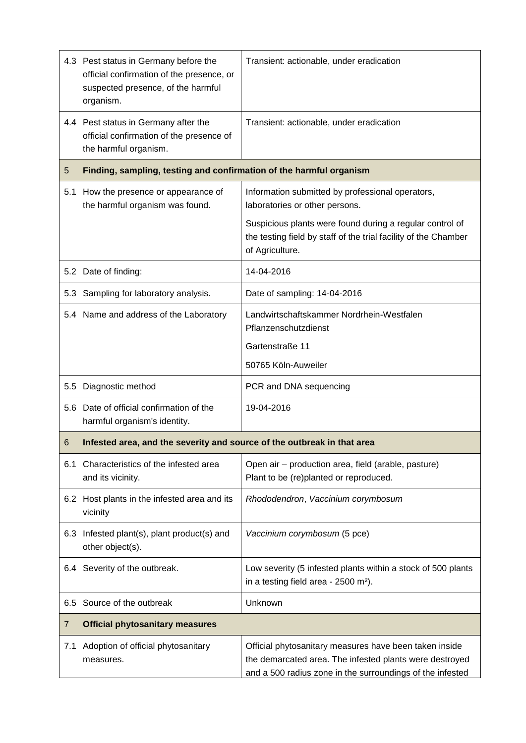| | | |
|---|---|---|
| 4.3 | Pest status in Germany before the official confirmation of the presence, or suspected presence, of the harmful organism. | Transient: actionable, under eradication |
| 4.4 | Pest status in Germany after the official confirmation of the presence of the harmful organism. | Transient: actionable, under eradication |
| **5** | **Finding, sampling, testing and confirmation of the harmful organism** | |
| 5.1 | How the presence or appearance of the harmful organism was found. | Information submitted by professional operators, laboratories or other persons.<br><br>Suspicious plants were found during a regular control of the testing field by staff of the trial facility of the Chamber of Agriculture. |
| 5.2 | Date of finding: | 14-04-2016 |
| 5.3 | Sampling for laboratory analysis. | Date of sampling: 14-04-2016 |
| 5.4 | Name and address of the Laboratory | Landwirtschaftskammer Nordrhein-Westfalen Pflanzenschutzdienst<br><br>Gartenstraße 11<br><br>50765 Köln-Auweiler |
| 5.5 | Diagnostic method | PCR and DNA sequencing |
| 5.6 | Date of official confirmation of the harmful organism's identity. | 19-04-2016 |
| **6** | **Infested area, and the severity and source of the outbreak in that area** | |
| 6.1 | Characteristics of the infested area and its vicinity. | Open air – production area, field (arable, pasture)<br>Plant to be (re)planted or reproduced. |
| 6.2 | Host plants in the infested area and its vicinity | *Rhododendron*, *Vaccinium corymbosum* |
| 6.3 | Infested plant(s), plant product(s) and other object(s). | *Vaccinium corymbosum* (5 pce) |
| 6.4 | Severity of the outbreak. | Low severity (5 infested plants within a stock of 500 plants in a testing field area - 2500 m²). |
| 6.5 | Source of the outbreak | Unknown |
| **7** | **Official phytosanitary measures** | |
| 7.1 | Adoption of official phytosanitary measures. | Official phytosanitary measures have been taken inside the demarcated area. The infested plants were destroyed and a 500 radius zone in the surroundings of the infested |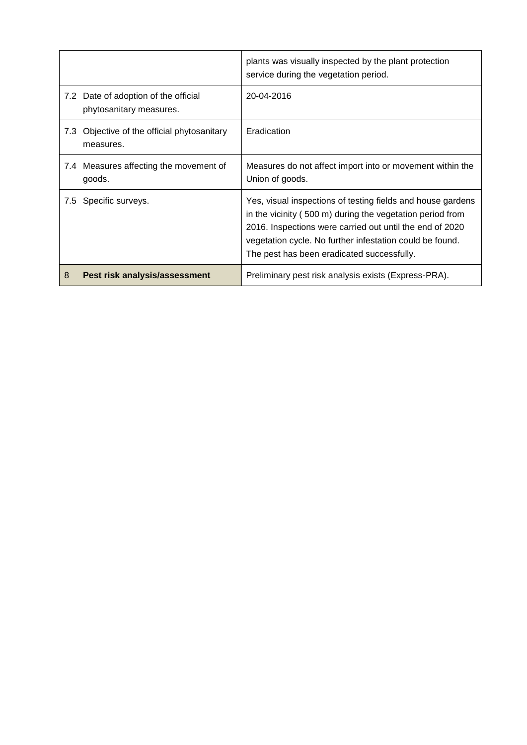| | |
|---|---|
| | plants was visually inspected by the plant protection service during the vegetation period. |
| 7.2 Date of adoption of the official phytosanitary measures. | 20-04-2016 |
| 7.3 Objective of the official phytosanitary measures. | Eradication |
| 7.4 Measures affecting the movement of goods. | Measures do not affect import into or movement within the Union of goods. |
| 7.5 Specific surveys. | Yes, visual inspections of testing fields and house gardens in the vicinity ( 500 m) during the vegetation period from 2016. Inspections were carried out until the end of 2020 vegetation cycle. No further infestation could be found. The pest has been eradicated successfully. |
| 8 **Pest risk analysis/assessment** | Preliminary pest risk analysis exists (Express-PRA). |